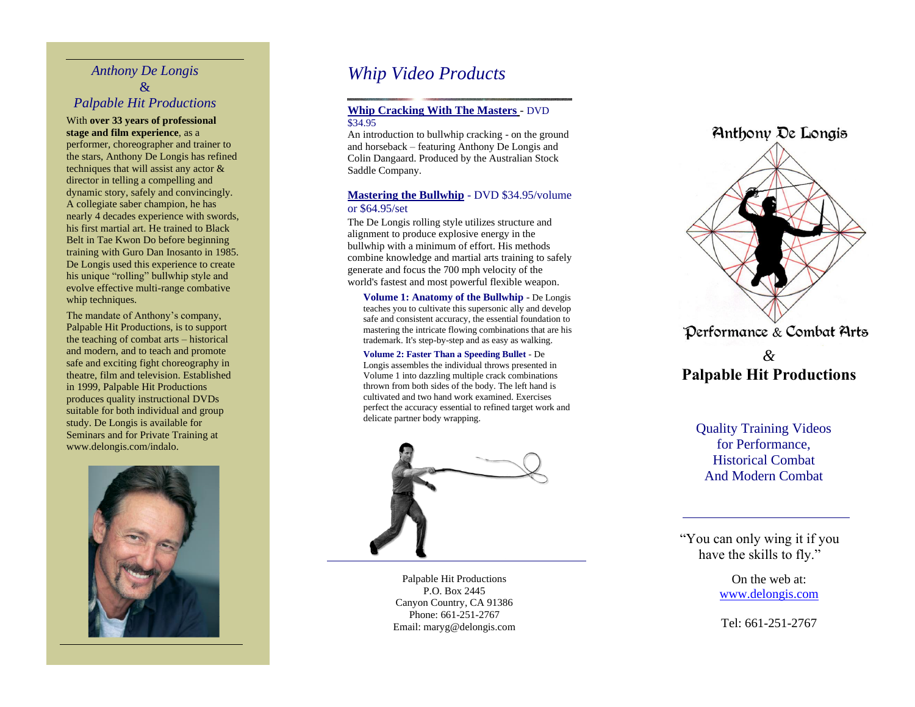*Anthony De Longis*
*&*
*Palpable Hit Productions*

With **over 33 years of professional stage and film experience**, as a performer, choreographer and trainer to the stars, Anthony De Longis has refined techniques that will assist any actor & director in telling a compelling and dynamic story, safely and convincingly. A collegiate saber champion, he has nearly 4 decades experience with swords, his first martial art. He trained to Black Belt in Tae Kwon Do before beginning training with Guro Dan Inosanto in 1985. De Longis used this experience to create his unique "rolling" bullwhip style and evolve effective multi-range combative whip techniques.

The mandate of Anthony's company, Palpable Hit Productions, is to support the teaching of combat arts – historical and modern, and to teach and promote safe and exciting fight choreography in theatre, film and television. Established in 1999, Palpable Hit Productions produces quality instructional DVDs suitable for both individual and group study. De Longis is available for Seminars and for Private Training at www.delongis.com/indalo.

# *Whip Video Products*

**Whip Cracking With The Masters** - DVD $34.95

An introduction to bullwhip cracking - on the ground and horseback – featuring Anthony De Longis and Colin Dangaard. Produced by the Australian Stock Saddle Company.

**Mastering the Bullwhip** - DVD $34.95/volume or $64.95/set

The De Longis rolling style utilizes structure and alignment to produce explosive energy in the bullwhip with a minimum of effort. His methods combine knowledge and martial arts training to safely generate and focus the 700 mph velocity of the world's fastest and most powerful flexible weapon.

**Volume 1: Anatomy of the Bullwhip** - De Longis teaches you to cultivate this supersonic ally and develop safe and consistent accuracy, the essential foundation to mastering the intricate flowing combinations that are his trademark. It's step-by-step and as easy as walking.

**Volume 2: Faster Than a Speeding Bullet** - De Longis assembles the individual throws presented in Volume 1 into dazzling multiple crack combinations thrown from both sides of the body. The left hand is cultivated and two hand work examined. Exercises perfect the accuracy essential to refined target work and delicate partner body wrapping.

Palpable Hit Productions
P.O. Box 2445
Canyon Country, CA 91386
Phone: 661-251-2767
Email: maryg@delongis.com

Anthony De Longis

Performance & Combat Arts

*&*

**Palpable Hit Productions**

Quality Training Videos
for Performance,
Historical Combat
And Modern Combat

"You can only wing it if you have the skills to fly."

On the web at:
www.delongis.com

Tel: 661-251-2767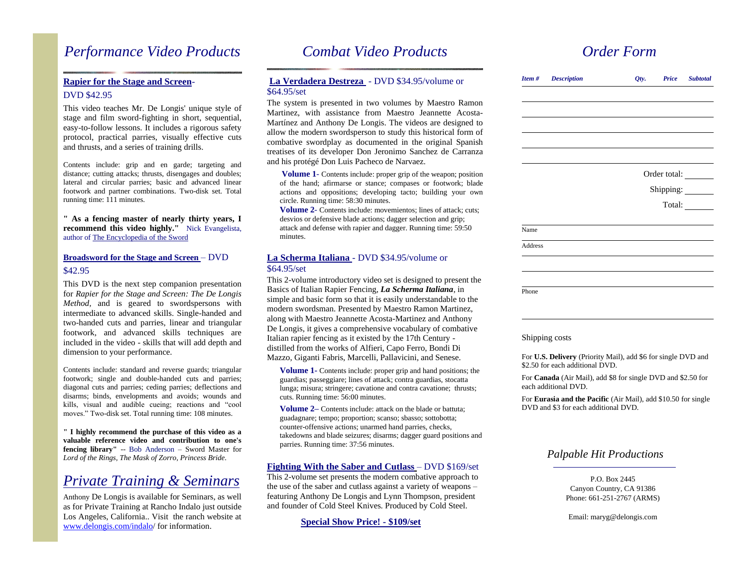# Performance Video Products

**Rapier for the Stage and Screen**- DVD $42.95

This video teaches Mr. De Longis' unique style of stage and film sword-fighting in short, sequential, easy-to-follow lessons. It includes a rigorous safety protocol, practical parries, visually effective cuts and thrusts, and a series of training drills.

Contents include: grip and en garde; targeting and distance; cutting attacks; thrusts, disengages and doubles; lateral and circular parries; basic and advanced linear footwork and partner combinations. Two-disk set. Total running time: 111 minutes.

**" As a fencing master of nearly thirty years, I recommend this video highly."** Nick Evangelista, author of The Encyclopedia of the Sword

**Broadsword for the Stage and Screen** – DVD $42.95

This DVD is the next step companion presentation for *Rapier for the Stage and Screen: The De Longis Method*, and is geared to swordspersons with intermediate to advanced skills. Single-handed and two-handed cuts and parries, linear and triangular footwork, and advanced skills techniques are included in the video - skills that will add depth and dimension to your performance.

Contents include: standard and reverse guards; triangular footwork; single and double-handed cuts and parries; diagonal cuts and parries; ceding parries; deflections and disarms; binds, envelopments and avoids; wounds and kills, visual and audible cueing; reactions and "cool moves." Two-disk set. Total running time: 108 minutes.

**" I highly recommend the purchase of this video as a valuable reference video and contribution to one's fencing library"** -- Bob Anderson – Sword Master for *Lord of the Rings, The Mask of Zorro, Princess Bride.*

# Private Training & Seminars

Anthony De Longis is available for Seminars, as well as for Private Training at Rancho Indalo just outside Los Angeles, California.. Visit the ranch website at www.delongis.com/indalo/ for information.

# Combat Video Products

**La Verdadera Destreza** - DVD $34.95/volume or $64.95/set

The system is presented in two volumes by Maestro Ramon Martinez, with assistance from Maestro Jeannette Acosta-Martínez and Anthony De Longis. The videos are designed to allow the modern swordsperson to study this historical form of combative swordplay as documented in the original Spanish treatises of its developer Don Jeronimo Sanchez de Carranza and his protégé Don Luis Pacheco de Narvaez.

**Volume 1**- Contents include: proper grip of the weapon; position of the hand; afirmarse or stance; compases or footwork; blade actions and oppositions; developing tacto; building your own circle. Running time: 58:30 minutes.

**Volume 2**- Contents include: movemientos; lines of attack; cuts; desvios or defensive blade actions; dagger selection and grip; attack and defense with rapier and dagger. Running time: 59:50 minutes.

**La Scherma Italiana** - DVD $34.95/volume or $64.95/set

This 2-volume introductory video set is designed to present the Basics of Italian Rapier Fencing, ***La Scherma Italiana***, in simple and basic form so that it is easily understandable to the modern swordsman. Presented by Maestro Ramon Martinez, along with Maestro Jeannette Acosta-Martinez and Anthony De Longis, it gives a comprehensive vocabulary of combative Italian rapier fencing as it existed by the 17th Century - distilled from the works of Alfieri, Capo Ferro, Bondi Di Mazzo, Giganti Fabris, Marcelli, Pallavicini, and Senese.

**Volume 1-** Contents include: proper grip and hand positions; the guardias; passeggiare; lines of attack; contra guardias, stocatta lunga; misura; stringere; cavatione and contra cavatione; thrusts; cuts. Running time: 56:00 minutes.

**Volume 2–** Contents include: attack on the blade or battuta; guadagnare; tempo; proportion; scanso; sbasso; sottobotta; counter-offensive actions; unarmed hand parries, checks, takedowns and blade seizures; disarms; dagger guard positions and parries. Running time: 37:56 minutes.

**Fighting With the Saber and Cutlass** – DVD $169/set

This 2-volume set presents the modern combative approach to the use of the saber and cutlass against a variety of weapons – featuring Anthony De Longis and Lynn Thompson, president and founder of Cold Steel Knives. Produced by Cold Steel.

**Special Show Price! - $109/set**

# Order Form

| *Item #* | *Description* | *Qty.* | *Price* | *Subtotal* |
|---|---|---|---|---|
| | | | | |
| | | | | |
| | | | | |
| | | | | |
| | | | | |

Order total: ______

Shipping: ______

Total: ______

Name

Address

Phone

Shipping costs

For **U.S. Delivery** (Priority Mail), add $6 for single DVD and $2.50 for each additional DVD.

For **Canada** (Air Mail), add $8 for single DVD and $2.50 for each additional DVD.

For **Eurasia and the Pacific** (Air Mail), add $10.50 for single DVD and $3 for each additional DVD.

## *Palpable Hit Productions*

P.O. Box 2445
Canyon Country, CA 91386
Phone: 661-251-2767 (ARMS)

Email: maryg@delongis.com